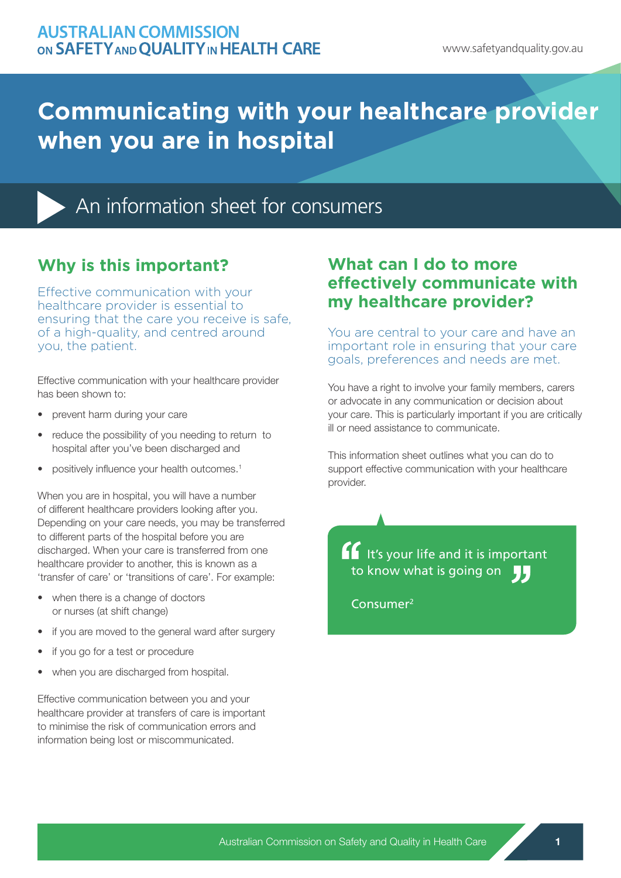AUSTRALIAN COMMISSION ON SAFETY AND QUALITY IN HEALTH CARE

www.safetyandquality.gov.au

# Communicating with your healthcare provider when you are in hospital

## An information sheet for consumers

## Why is this important?

Effective communication with your healthcare provider is essential to ensuring that the care you receive is safe, of a high-quality, and centred around you, the patient.

Effective communication with your healthcare provider has been shown to:

- prevent harm during your care
- reduce the possibility of you needing to return to hospital after you've been discharged and
- positively influence your health outcomes.[1]

When you are in hospital, you will have a number of different healthcare providers looking after you. Depending on your care needs, you may be transferred to different parts of the hospital before you are discharged. When your care is transferred from one healthcare provider to another, this is known as a 'transfer of care' or 'transitions of care'. For example:

- when there is a change of doctors or nurses (at shift change)
- if you are moved to the general ward after surgery
- if you go for a test or procedure
- when you are discharged from hospital.

Effective communication between you and your healthcare provider at transfers of care is important to minimise the risk of communication errors and information being lost or miscommunicated.

## What can I do to more effectively communicate with my healthcare provider?

You are central to your care and have an important role in ensuring that your care goals, preferences and needs are met.

You have a right to involve your family members, carers or advocate in any communication or decision about your care. This is particularly important if you are critically ill or need assistance to communicate.

This information sheet outlines what you can do to support effective communication with your healthcare provider.

> "It's your life and it is important to know what is going on"
>
> Consumer[2]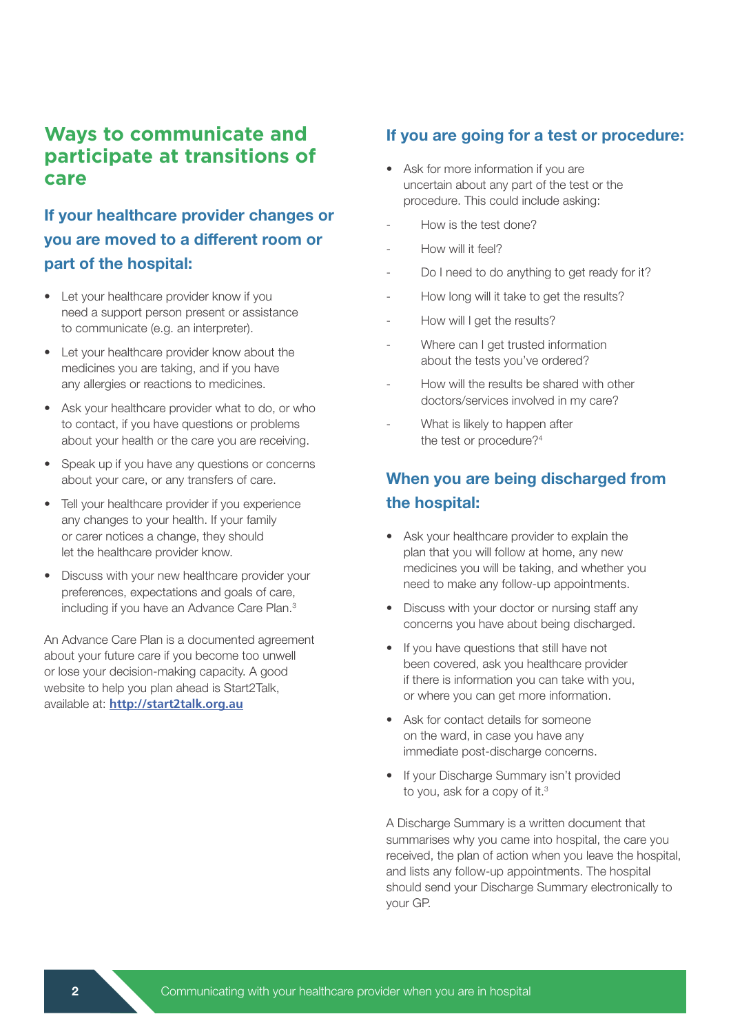## Ways to communicate and participate at transitions of care

### If your healthcare provider changes or you are moved to a different room or part of the hospital:

- Let your healthcare provider know if you need a support person present or assistance to communicate (e.g. an interpreter).
- Let your healthcare provider know about the medicines you are taking, and if you have any allergies or reactions to medicines.
- Ask your healthcare provider what to do, or who to contact, if you have questions or problems about your health or the care you are receiving.
- Speak up if you have any questions or concerns about your care, or any transfers of care.
- Tell your healthcare provider if you experience any changes to your health. If your family or carer notices a change, they should let the healthcare provider know.
- Discuss with your new healthcare provider your preferences, expectations and goals of care, including if you have an Advance Care Plan.[3]

An Advance Care Plan is a documented agreement about your future care if you become too unwell or lose your decision-making capacity. A good website to help you plan ahead is Start2Talk, available at: **http://start2talk.org.au**

### If you are going for a test or procedure:

- Ask for more information if you are uncertain about any part of the test or the procedure. This could include asking:
  - How is the test done?
  - How will it feel?
  - Do I need to do anything to get ready for it?
  - How long will it take to get the results?
  - How will I get the results?
  - Where can I get trusted information about the tests you've ordered?
  - How will the results be shared with other doctors/services involved in my care?
  - What is likely to happen after the test or procedure?[4]

### When you are being discharged from the hospital:

- Ask your healthcare provider to explain the plan that you will follow at home, any new medicines you will be taking, and whether you need to make any follow-up appointments.
- Discuss with your doctor or nursing staff any concerns you have about being discharged.
- If you have questions that still have not been covered, ask you healthcare provider if there is information you can take with you, or where you can get more information.
- Ask for contact details for someone on the ward, in case you have any immediate post-discharge concerns.
- If your Discharge Summary isn't provided to you, ask for a copy of it.[3]

A Discharge Summary is a written document that summarises why you came into hospital, the care you received, the plan of action when you leave the hospital, and lists any follow-up appointments. The hospital should send your Discharge Summary electronically to your GP.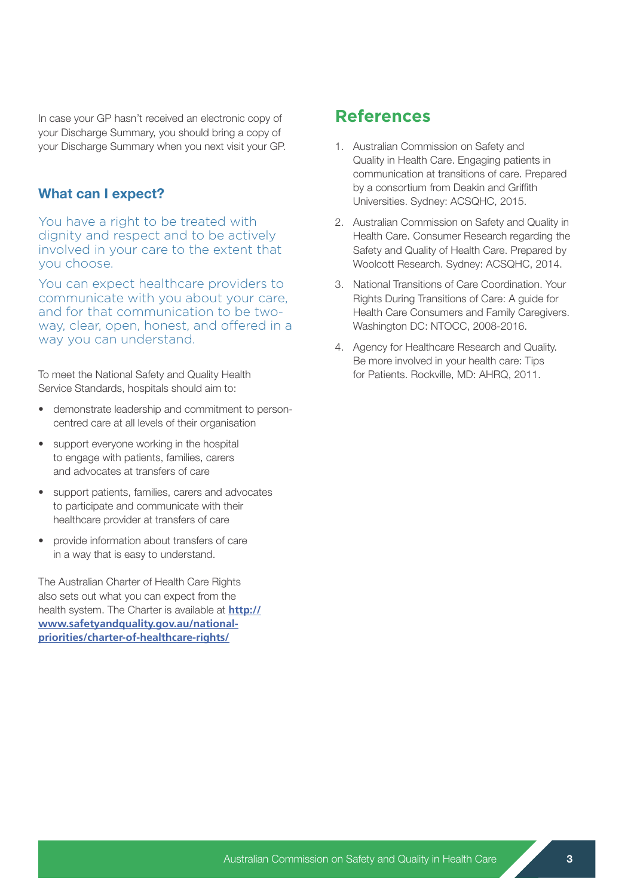In case your GP hasn't received an electronic copy of your Discharge Summary, you should bring a copy of your Discharge Summary when you next visit your GP.

### What can I expect?

You have a right to be treated with dignity and respect and to be actively involved in your care to the extent that you choose.

You can expect healthcare providers to communicate with you about your care, and for that communication to be two-way, clear, open, honest, and offered in a way you can understand.

To meet the National Safety and Quality Health Service Standards, hospitals should aim to:

- demonstrate leadership and commitment to person-centred care at all levels of their organisation
- support everyone working in the hospital to engage with patients, families, carers and advocates at transfers of care
- support patients, families, carers and advocates to participate and communicate with their healthcare provider at transfers of care
- provide information about transfers of care in a way that is easy to understand.

The Australian Charter of Health Care Rights also sets out what you can expect from the health system. The Charter is available at **http://www.safetyandquality.gov.au/national-priorities/charter-of-healthcare-rights/**

## References

1. Australian Commission on Safety and Quality in Health Care. Engaging patients in communication at transitions of care. Prepared by a consortium from Deakin and Griffith Universities. Sydney: ACSQHC, 2015.
2. Australian Commission on Safety and Quality in Health Care. Consumer Research regarding the Safety and Quality of Health Care. Prepared by Woolcott Research. Sydney: ACSQHC, 2014.
3. National Transitions of Care Coordination. Your Rights During Transitions of Care: A guide for Health Care Consumers and Family Caregivers. Washington DC: NTOCC, 2008-2016.
4. Agency for Healthcare Research and Quality. Be more involved in your health care: Tips for Patients. Rockville, MD: AHRQ, 2011.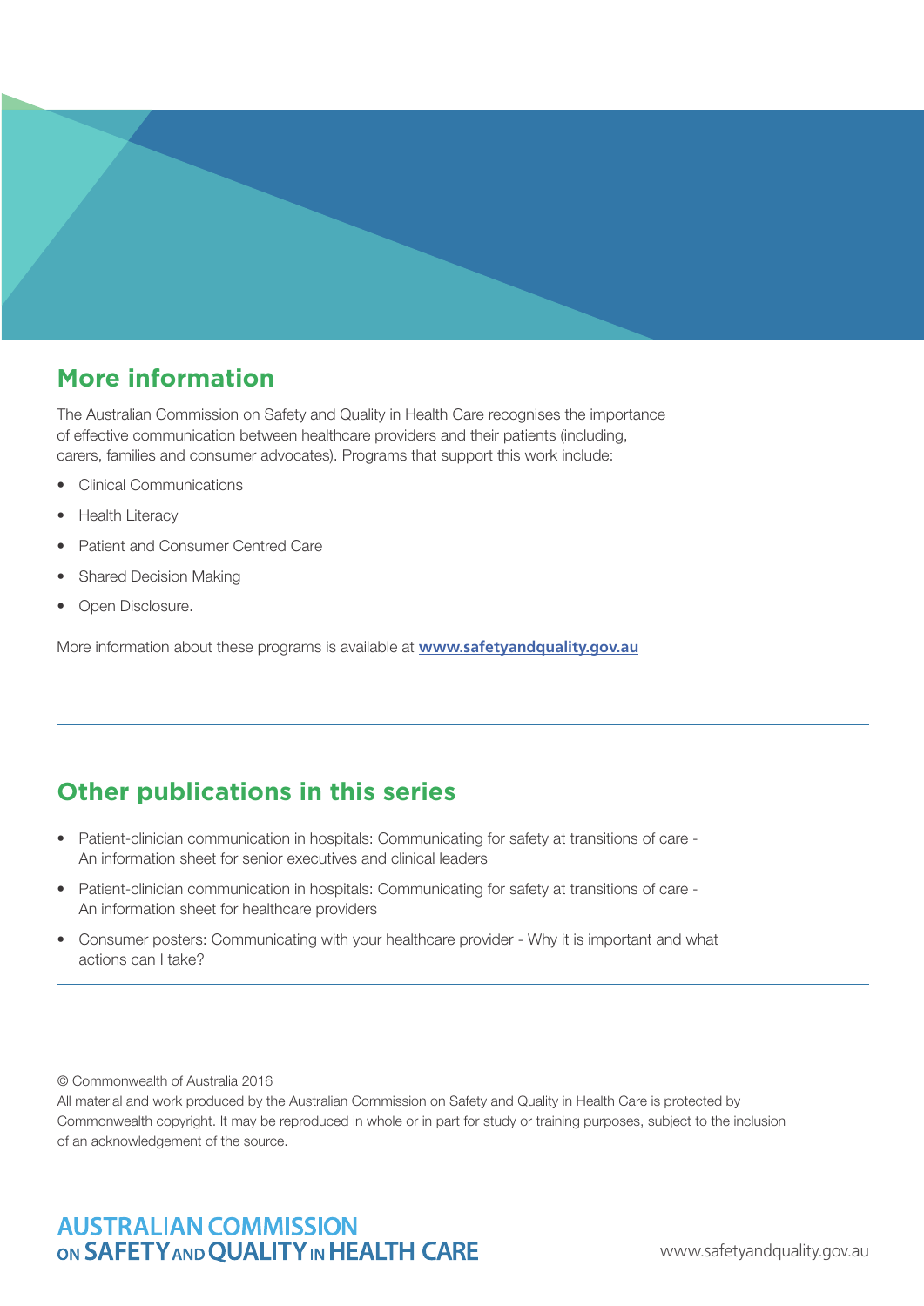## More information

The Australian Commission on Safety and Quality in Health Care recognises the importance of effective communication between healthcare providers and their patients (including, carers, families and consumer advocates). Programs that support this work include:

- Clinical Communications
- Health Literacy
- Patient and Consumer Centred Care
- Shared Decision Making
- Open Disclosure.

More information about these programs is available at **www.safetyandquality.gov.au**

---

## Other publications in this series

- Patient-clinician communication in hospitals: Communicating for safety at transitions of care - An information sheet for senior executives and clinical leaders
- Patient-clinician communication in hospitals: Communicating for safety at transitions of care - An information sheet for healthcare providers
- Consumer posters: Communicating with your healthcare provider - Why it is important and what actions can I take?

---

© Commonwealth of Australia 2016
All material and work produced by the Australian Commission on Safety and Quality in Health Care is protected by Commonwealth copyright. It may be reproduced in whole or in part for study or training purposes, subject to the inclusion of an acknowledgement of the source.

AUSTRALIAN COMMISSION ON SAFETY AND QUALITY IN HEALTH CARE

www.safetyandquality.gov.au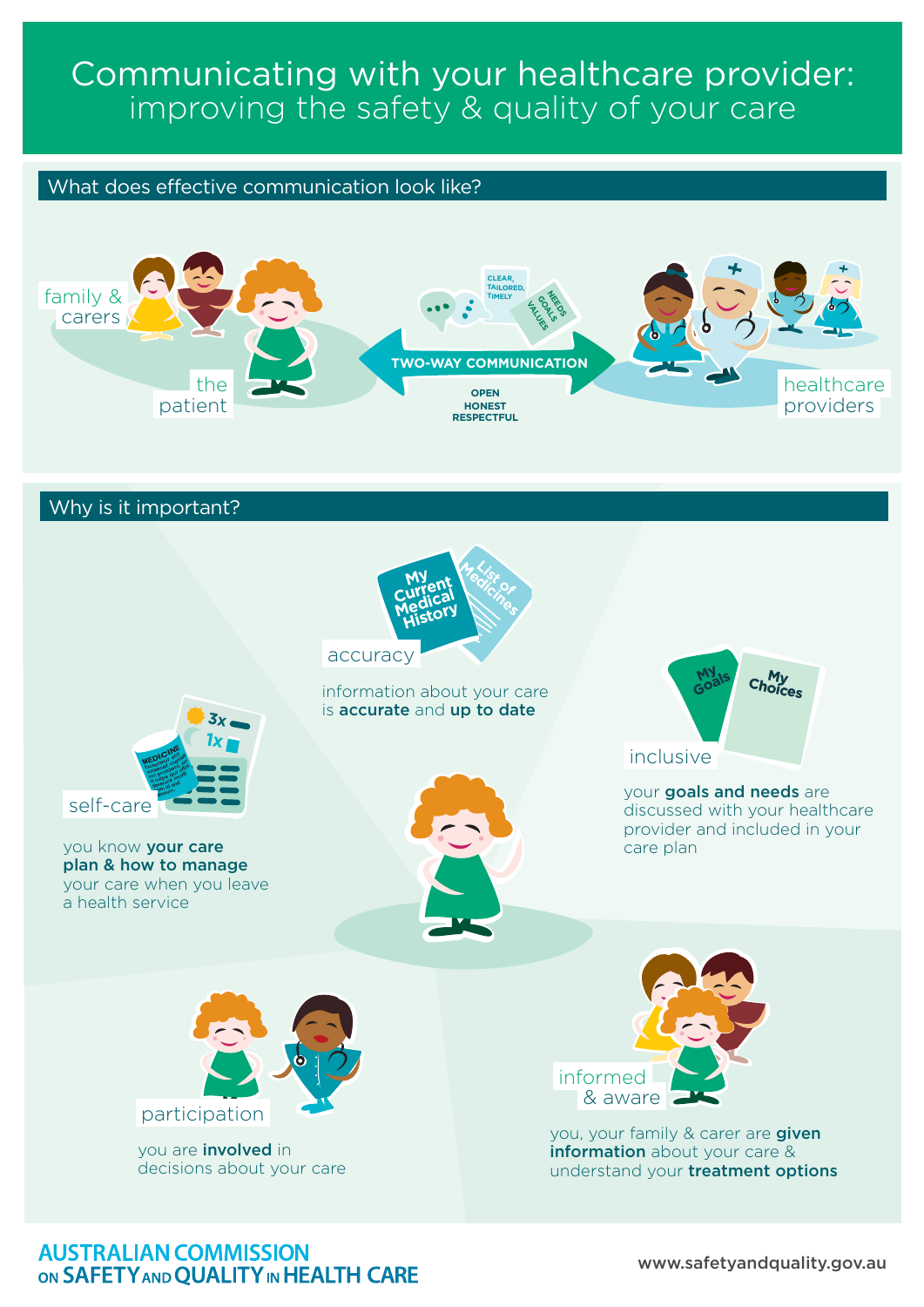# Communicating with your healthcare provider: improving the safety & quality of your care

## What does effective communication look like?

family & carers

the patient

TWO-WAY COMMUNICATION

CLEAR, TAILORED, TIMELY

NEEDS GOALS VALUES

OPEN
HONEST
RESPECTFUL

healthcare providers

## Why is it important?

**accuracy**

information about your care is **accurate** and **up to date**

**inclusive**

your **goals and needs** are discussed with your healthcare provider and included in your care plan

**self-care**

you know **your care plan & how to manage** your care when you leave a health service

**participation**

you are **involved** in decisions about your care

**informed & aware**

you, your family & carer are **given information** about your care & understand your **treatment options**

AUSTRALIAN COMMISSION ON SAFETY AND QUALITY IN HEALTH CARE

www.safetyandquality.gov.au